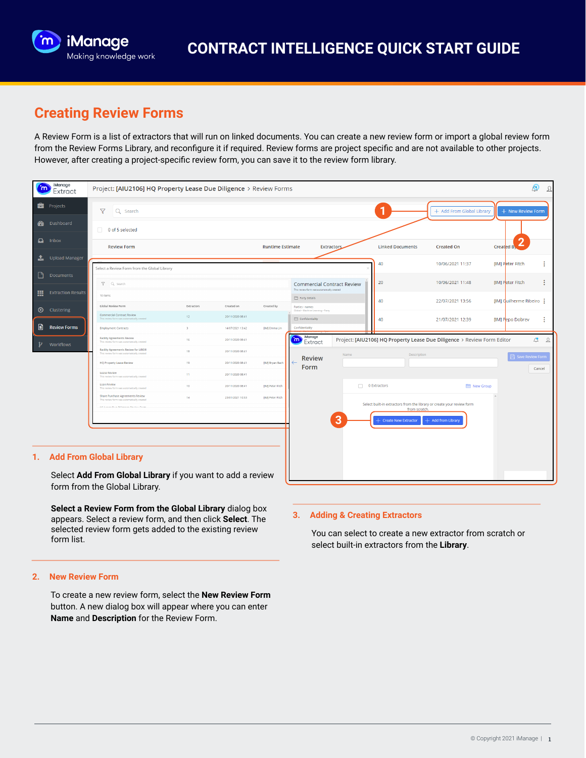# CONTRACT INTELLIGENCE QUICK START GUIDE

## Creating Review Forms

A Review Form is a list of extractors that will run on linked documents. You can create a new review form or import a global review form from the Review Forms Library, and reconfigure it if required. Review forms are project specific and are not available to other projects. However, after creating a project-specific review form, you can save it to the review form library.

### 1. Add From Global Library

Select **Add From Global Library** if you want to add a review form from the Global Library.

**Select a Review Form from the Global Library** dialog box appears. Select a review form, and then click **Select**. The selected review form gets added to the existing review form list.

### 2. New Review Form

To create a new review form, select the **New Review Form** button. A new dialog box will appear where you can enter **Name** and **Description** for the Review Form.

### 3. Adding & Creating Extractors

You can select to create a new extractor from scratch or select built-in extractors from the **Library**.

© Copyright 2021 iManage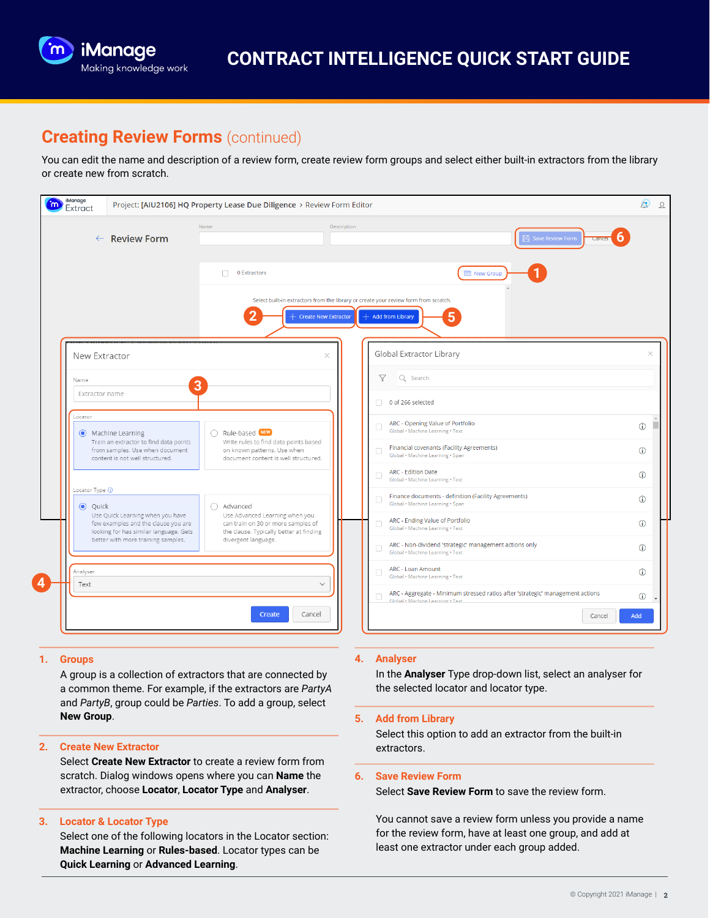## Creating Review Forms (continued)

You can edit the name and description of a review form, create review form groups and select either built-in extractors from the library or create new from scratch.

1. **Groups**
   A group is a collection of extractors that are connected by a common theme. For example, if the extractors are *PartyA* and *PartyB*, group could be *Parties*. To add a group, select **New Group**.

2. **Create New Extractor**
   Select **Create New Extractor** to create a review form from scratch. Dialog windows opens where you can **Name** the extractor, choose **Locator**, **Locator Type** and **Analyser**.

3. **Locator & Locator Type**
   Select one of the following locators in the Locator section: **Machine Learning** or **Rules-based**. Locator types can be **Quick Learning** or **Advanced Learning**.

4. **Analyser**
   In the **Analyser** Type drop-down list, select an analyser for the selected locator and locator type.

5. **Add from Library**
   Select this option to add an extractor from the built-in extractors.

6. **Save Review Form**
   Select **Save Review Form** to save the review form.

   You cannot save a review form unless you provide a name for the review form, have at least one group, and add at least one extractor under each group added.

© Copyright 2021 iManage